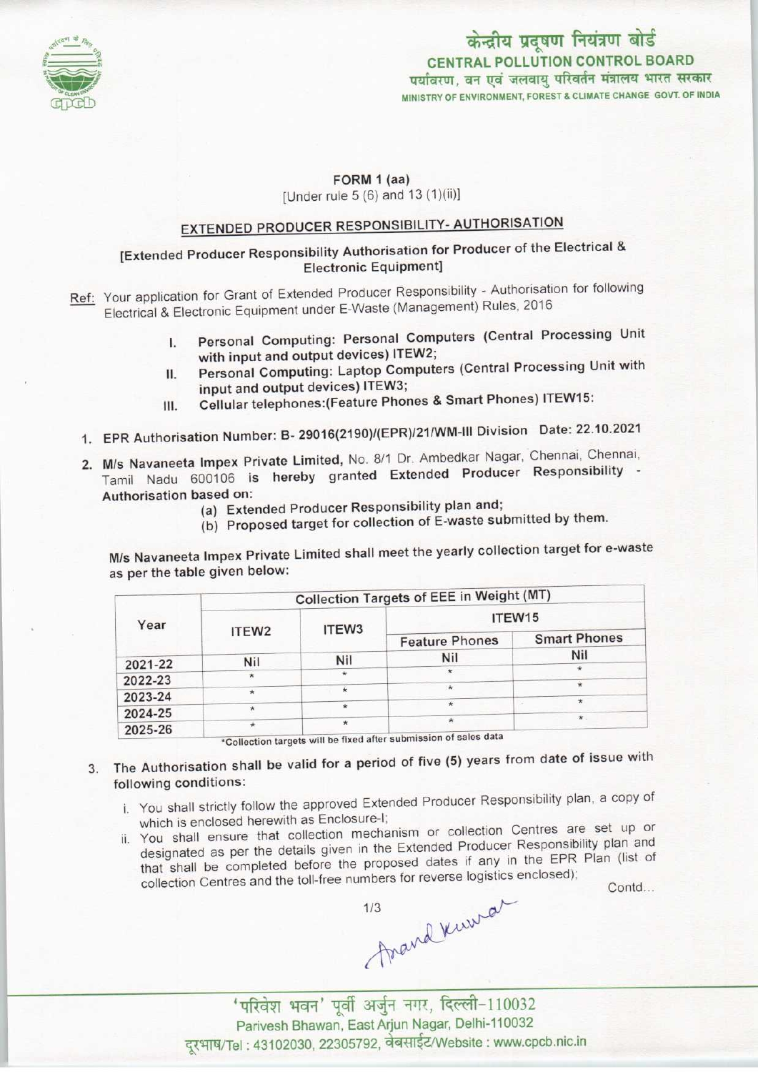केन्द्रीय प्रदूषण नियंत्रण बोर्ड
CENTRAL POLLUTION CONTROL BOARD
पर्यावरण, वन एवं जलवायु परिवर्तन मंत्रालय भारत सरकार
MINISTRY OF ENVIRONMENT, FOREST & CLIMATE CHANGE GOVT. OF INDIA

**FORM 1 (aa)**
[Under rule 5 (6) and 13 (1)(ii)]

## EXTENDED PRODUCER RESPONSIBILITY- AUTHORISATION

**[Extended Producer Responsibility Authorisation for Producer of the Electrical & Electronic Equipment]**

Ref: Your application for Grant of Extended Producer Responsibility - Authorisation for following Electrical & Electronic Equipment under E-Waste (Management) Rules, 2016

I. Personal Computing: Personal Computers (Central Processing Unit with input and output devices) ITEW2;
II. Personal Computing: Laptop Computers (Central Processing Unit with input and output devices) ITEW3;
III. Cellular telephones:(Feature Phones & Smart Phones) ITEW15:

1. EPR Authorisation Number: B- 29016(2190)/(EPR)/21/WM-III Division Date: 22.10.2021

2. M/s Navaneeta Impex Private Limited, No. 8/1 Dr. Ambedkar Nagar, Chennai, Chennai, Tamil Nadu 600106 is hereby granted Extended Producer Responsibility - Authorisation based on:
   (a) Extended Producer Responsibility plan and;
   (b) Proposed target for collection of E-waste submitted by them.

M/s Navaneeta Impex Private Limited shall meet the yearly collection target for e-waste as per the table given below:

| Year | Collection Targets of EEE in Weight (MT) | | | |
|---|---|---|---|---|
| | ITEW2 | ITEW3 | ITEW15 | |
| | | | Feature Phones | Smart Phones |
| 2021-22 | Nil | Nil | Nil | Nil |
| 2022-23 | * | * | * | * |
| 2023-24 | * | * | * | * |
| 2024-25 | * | * | * | * |
| 2025-26 | * | * | * | * |

*Collection targets will be fixed after submission of sales data

3. The Authorisation shall be valid for a period of five (5) years from date of issue with following conditions:
   i. You shall strictly follow the approved Extended Producer Responsibility plan, a copy of which is enclosed herewith as Enclosure-I;
   ii. You shall ensure that collection mechanism or collection Centres are set up or designated as per the details given in the Extended Producer Responsibility plan and that shall be completed before the proposed dates if any in the EPR Plan (list of collection Centres and the toll-free numbers for reverse logistics enclosed);

Contd...

'परिवेश भवन' पूर्वी अर्जुन नगर, दिल्ली-110032
Parivesh Bhawan, East Arjun Nagar, Delhi-110032
दूरभाष/Tel : 43102030, 22305792, वेबसाईट/Website : www.cpcb.nic.in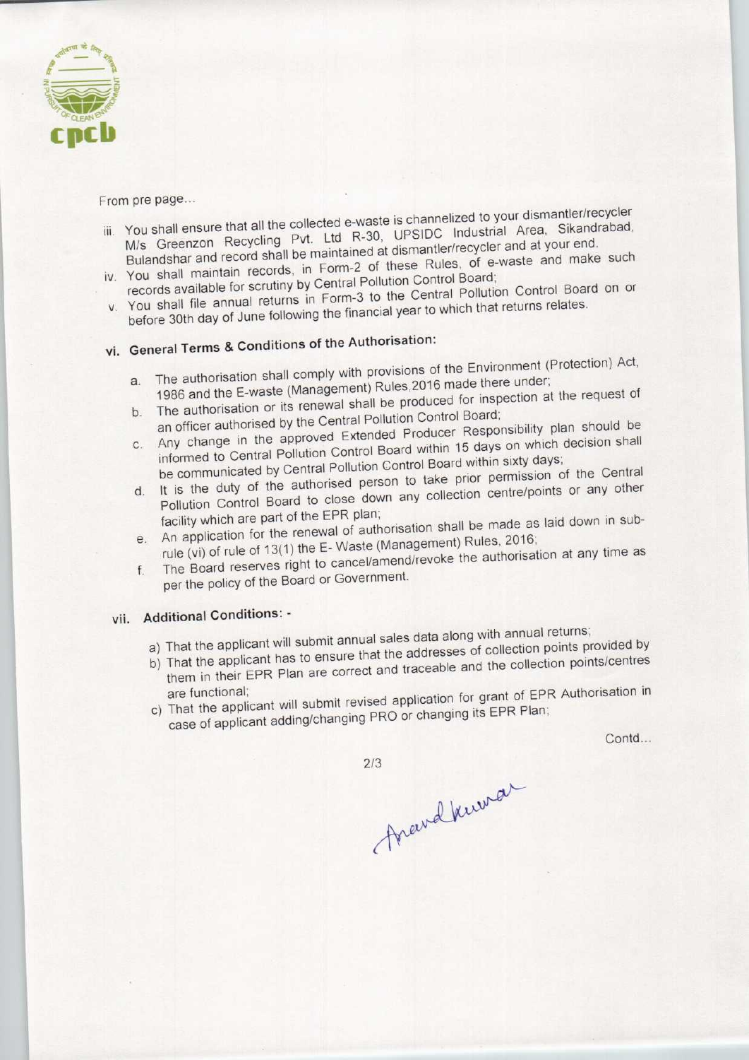From pre page...

iii. You shall ensure that all the collected e-waste is channelized to your dismantler/recycler M/s Greenzon Recycling Pvt. Ltd R-30, UPSIDC Industrial Area, Sikandrabad, Bulandshar and record shall be maintained at dismantler/recycler and at your end.

iv. You shall maintain records, in Form-2 of these Rules, of e-waste and make such records available for scrutiny by Central Pollution Control Board;

v. You shall file annual returns in Form-3 to the Central Pollution Control Board on or before 30th day of June following the financial year to which that returns relates.

### vi. General Terms & Conditions of the Authorisation:

a. The authorisation shall comply with provisions of the Environment (Protection) Act, 1986 and the E-waste (Management) Rules,2016 made there under;

b. The authorisation or its renewal shall be produced for inspection at the request of an officer authorised by the Central Pollution Control Board;

c. Any change in the approved Extended Producer Responsibility plan should be informed to Central Pollution Control Board within 15 days on which decision shall be communicated by Central Pollution Control Board within sixty days;

d. It is the duty of the authorised person to take prior permission of the Central Pollution Control Board to close down any collection centre/points or any other facility which are part of the EPR plan;

e. An application for the renewal of authorisation shall be made as laid down in sub-rule (vi) of rule of 13(1) the E- Waste (Management) Rules, 2016;

f. The Board reserves right to cancel/amend/revoke the authorisation at any time as per the policy of the Board or Government.

### vii. Additional Conditions: -

a) That the applicant will submit annual sales data along with annual returns;

b) That the applicant has to ensure that the addresses of collection points provided by them in their EPR Plan are correct and traceable and the collection points/centres are functional;

c) That the applicant will submit revised application for grant of EPR Authorisation in case of applicant adding/changing PRO or changing its EPR Plan;

Contd...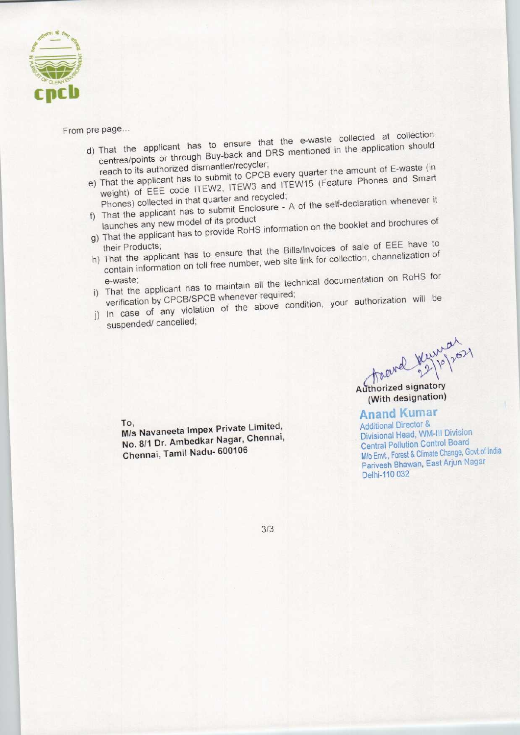From pre page...

d) That the applicant has to ensure that the e-waste collected at collection centres/points or through Buy-back and DRS mentioned in the application should reach to its authorized dismantler/recycler;

e) That the applicant has to submit to CPCB every quarter the amount of E-waste (in weight) of EEE code ITEW2, ITEW3 and ITEW15 (Feature Phones and Smart Phones) collected in that quarter and recycled;

f) That the applicant has to submit Enclosure - A of the self-declaration whenever it launches any new model of its product

g) That the applicant has to provide RoHS information on the booklet and brochures of their Products;

h) That the applicant has to ensure that the Bills/Invoices of sale of EEE have to contain information on toll free number, web site link for collection, channelization of e-waste;

i) That the applicant has to maintain all the technical documentation on RoHS for verification by CPCB/SPCB whenever required;

j) In case of any violation of the above condition, your authorization will be suspended/ cancelled;

Anand Kumar 22/10/2021

Authorized signatory
(With designation)

**Anand Kumar**
Additional Director &
Divisional Head, WM-III Division
Central Pollution Control Board
M/o Envt., Forest & Climate Change, Govt.of India
Parivesh Bhawan, East Arjun Nagar
Delhi-110 032

To,
**M/s Navaneeta Impex Private Limited,**
**No. 8/1 Dr. Ambedkar Nagar, Chennai,**
**Chennai, Tamil Nadu- 600106**